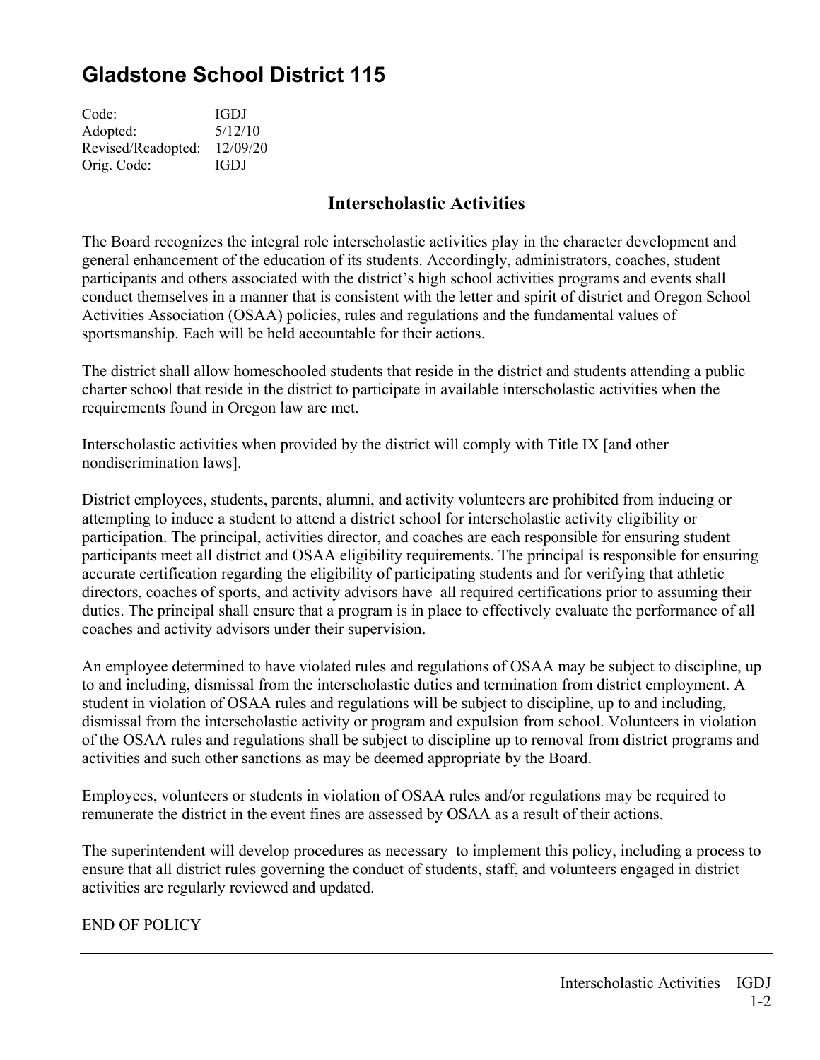# Gladstone School District 115

Code: IGDJ  
Adopted: 5/12/10  
Revised/Readopted: 12/09/20  
Orig. Code: IGDJ

## Interscholastic Activities

The Board recognizes the integral role interscholastic activities play in the character development and general enhancement of the education of its students. Accordingly, administrators, coaches, student participants and others associated with the district's high school activities programs and events shall conduct themselves in a manner that is consistent with the letter and spirit of district and Oregon School Activities Association (OSAA) policies, rules and regulations and the fundamental values of sportsmanship. Each will be held accountable for their actions.

The district shall allow homeschooled students that reside in the district and students attending a public charter school that reside in the district to participate in available interscholastic activities when the requirements found in Oregon law are met.

Interscholastic activities when provided by the district will comply with Title IX [and other nondiscrimination laws].

District employees, students, parents, alumni, and activity volunteers are prohibited from inducing or attempting to induce a student to attend a district school for interscholastic activity eligibility or participation. The principal, activities director, and coaches are each responsible for ensuring student participants meet all district and OSAA eligibility requirements. The principal is responsible for ensuring accurate certification regarding the eligibility of participating students and for verifying that athletic directors, coaches of sports, and activity advisors have all required certifications prior to assuming their duties. The principal shall ensure that a program is in place to effectively evaluate the performance of all coaches and activity advisors under their supervision.

An employee determined to have violated rules and regulations of OSAA may be subject to discipline, up to and including, dismissal from the interscholastic duties and termination from district employment. A student in violation of OSAA rules and regulations will be subject to discipline, up to and including, dismissal from the interscholastic activity or program and expulsion from school. Volunteers in violation of the OSAA rules and regulations shall be subject to discipline up to removal from district programs and activities and such other sanctions as may be deemed appropriate by the Board.

Employees, volunteers or students in violation of OSAA rules and/or regulations may be required to remunerate the district in the event fines are assessed by OSAA as a result of their actions.

The superintendent will develop procedures as necessary to implement this policy, including a process to ensure that all district rules governing the conduct of students, staff, and volunteers engaged in district activities are regularly reviewed and updated.

END OF POLICY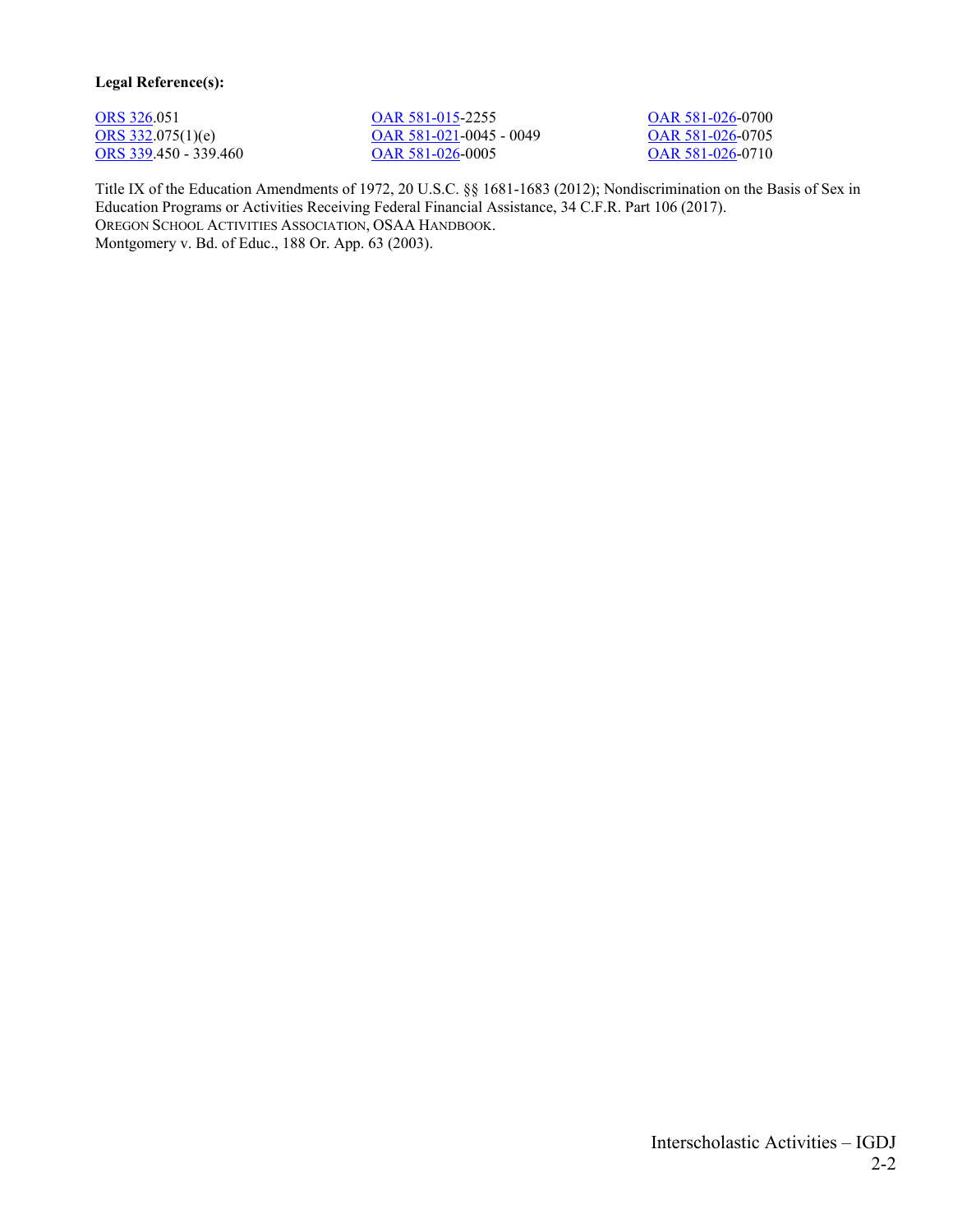**Legal Reference(s):**

| | | |
|---|---|---|
| ORS 326.051 | OAR 581-015-2255 | OAR 581-026-0700 |
| ORS 332.075(1)(e) | OAR 581-021-0045 - 0049 | OAR 581-026-0705 |
| ORS 339.450 - 339.460 | OAR 581-026-0005 | OAR 581-026-0710 |

Title IX of the Education Amendments of 1972, 20 U.S.C. §§ 1681-1683 (2012); Nondiscrimination on the Basis of Sex in Education Programs or Activities Receiving Federal Financial Assistance, 34 C.F.R. Part 106 (2017).
OREGON SCHOOL ACTIVITIES ASSOCIATION, OSAA HANDBOOK.
Montgomery v. Bd. of Educ., 188 Or. App. 63 (2003).